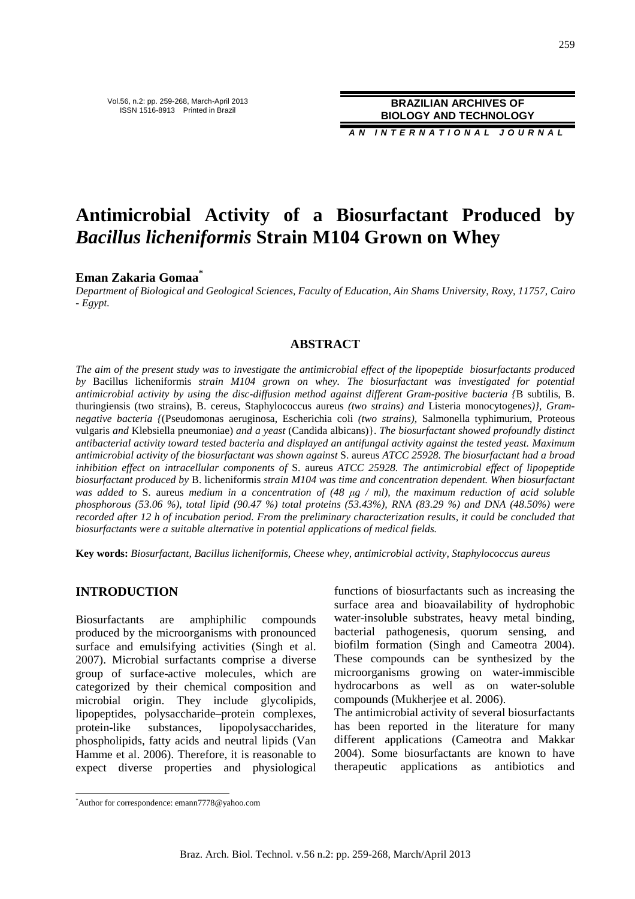BRAZILIAN ARCHIVES OF BIOLOGY AND TECHNOLOGY

*AN INTERNATIONAL JOURNAL*

# Antimicrobial Activity of a Biosurfactant Produced by *Bacillus licheniformis* Strain M104 Grown on Whey

**Eman Zakaria Gomaa**[*]

*Department of Biological and Geological Sciences, Faculty of Education, Ain Shams University, Roxy, 11757, Cairo - Egypt.*

## ABSTRACT

*The aim of the present study was to investigate the antimicrobial effect of the lipopeptide biosurfactants produced by* Bacillus licheniformis *strain M104 grown on whey. The biosurfactant was investigated for potential antimicrobial activity by using the disc-diffusion method against different Gram-positive bacteria {*B subtilis, B. thuringiensis (two strains), B. cereus, Staphylococcus aureus *(two strains) and* Listeria monocytoge*nes)}, Gram-negative bacteria {*(Pseudomonas aeruginosa, Escherichia coli *(two strains),* Salmonella typhimurium, Proteous vulgaris *and* Klebsiella pneumoniae) *and a yeast* (Candida albicans)}. *The biosurfactant showed profoundly distinct antibacterial activity toward tested bacteria and displayed an antifungal activity against the tested yeast. Maximum antimicrobial activity of the biosurfactant was shown against* S. aureus *ATCC 25928. The biosurfactant had a broad inhibition effect on intracellular components of* S. aureus *ATCC 25928. The antimicrobial effect of lipopeptide biosurfactant produced by* B. licheniformis *strain M104 was time and concentration dependent. When biosurfactant was added to* S. aureus *medium in a concentration of (48 $\mu$g / ml), the maximum reduction of acid soluble phosphorous (53.06 %), total lipid (90.47 %) total proteins (53.43%), RNA (83.29 %) and DNA (48.50%) were recorded after 12 h of incubation period. From the preliminary characterization results, it could be concluded that biosurfactants were a suitable alternative in potential applications of medical fields.*

**Key words:** *Biosurfactant, Bacillus licheniformis, Cheese whey, antimicrobial activity, Staphylococcus aureus*

## INTRODUCTION

Biosurfactants are amphiphilic compounds produced by the microorganisms with pronounced surface and emulsifying activities (Singh et al. 2007). Microbial surfactants comprise a diverse group of surface-active molecules, which are categorized by their chemical composition and microbial origin. They include glycolipids, lipopeptides, polysaccharide–protein complexes, protein-like substances, lipopolysaccharides, phospholipids, fatty acids and neutral lipids (Van Hamme et al. 2006). Therefore, it is reasonable to expect diverse properties and physiological functions of biosurfactants such as increasing the surface area and bioavailability of hydrophobic water-insoluble substrates, heavy metal binding, bacterial pathogenesis, quorum sensing, and biofilm formation (Singh and Cameotra 2004). These compounds can be synthesized by the microorganisms growing on water-immiscible hydrocarbons as well as on water-soluble compounds (Mukherjee et al. 2006).

The antimicrobial activity of several biosurfactants has been reported in the literature for many different applications (Cameotra and Makkar 2004). Some biosurfactants are known to have therapeutic applications as antibiotics and

[*] Author for correspondence: emann7778@yahoo.com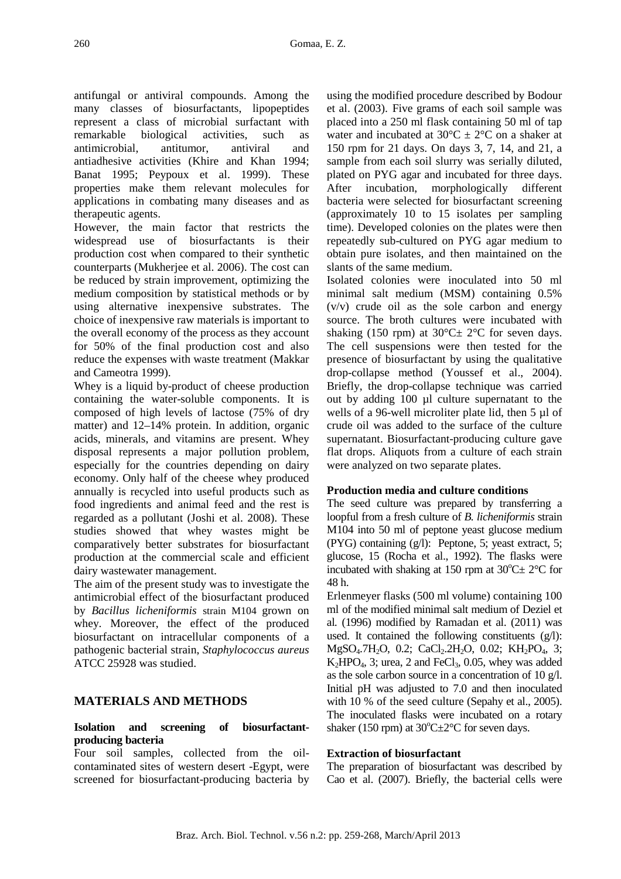antifungal or antiviral compounds. Among the many classes of biosurfactants, lipopeptides represent a class of microbial surfactant with remarkable biological activities, such as antimicrobial, antitumor, antiviral and antiadhesive activities (Khire and Khan 1994; Banat 1995; Peypoux et al. 1999). These properties make them relevant molecules for applications in combating many diseases and as therapeutic agents.

However, the main factor that restricts the widespread use of biosurfactants is their production cost when compared to their synthetic counterparts (Mukherjee et al. 2006). The cost can be reduced by strain improvement, optimizing the medium composition by statistical methods or by using alternative inexpensive substrates. The choice of inexpensive raw materials is important to the overall economy of the process as they account for 50% of the final production cost and also reduce the expenses with waste treatment (Makkar and Cameotra 1999).

Whey is a liquid by-product of cheese production containing the water-soluble components. It is composed of high levels of lactose (75% of dry matter) and 12–14% protein. In addition, organic acids, minerals, and vitamins are present. Whey disposal represents a major pollution problem, especially for the countries depending on dairy economy. Only half of the cheese whey produced annually is recycled into useful products such as food ingredients and animal feed and the rest is regarded as a pollutant (Joshi et al. 2008). These studies showed that whey wastes might be comparatively better substrates for biosurfactant production at the commercial scale and efficient dairy wastewater management.

The aim of the present study was to investigate the antimicrobial effect of the biosurfactant produced by *Bacillus licheniformis* strain M104 grown on whey. Moreover, the effect of the produced biosurfactant on intracellular components of a pathogenic bacterial strain, *Staphylococcus aureus* ATCC 25928 was studied.

## MATERIALS AND METHODS

### Isolation and screening of biosurfactant-producing bacteria

Four soil samples, collected from the oil-contaminated sites of western desert -Egypt, were screened for biosurfactant-producing bacteria by using the modified procedure described by Bodour et al. (2003). Five grams of each soil sample was placed into a 250 ml flask containing 50 ml of tap water and incubated at 30°C ± 2°C on a shaker at 150 rpm for 21 days. On days 3, 7, 14, and 21, a sample from each soil slurry was serially diluted, plated on PYG agar and incubated for three days. After incubation, morphologically different bacteria were selected for biosurfactant screening (approximately 10 to 15 isolates per sampling time). Developed colonies on the plates were then repeatedly sub-cultured on PYG agar medium to obtain pure isolates, and then maintained on the slants of the same medium.

Isolated colonies were inoculated into 50 ml minimal salt medium (MSM) containing 0.5% (v/v) crude oil as the sole carbon and energy source. The broth cultures were incubated with shaking (150 rpm) at 30°C± 2°C for seven days. The cell suspensions were then tested for the presence of biosurfactant by using the qualitative drop-collapse method (Youssef et al., 2004). Briefly, the drop-collapse technique was carried out by adding 100 µl culture supernatant to the wells of a 96-well microliter plate lid, then 5 µl of crude oil was added to the surface of the culture supernatant. Biosurfactant-producing culture gave flat drops. Aliquots from a culture of each strain were analyzed on two separate plates.

### Production media and culture conditions

The seed culture was prepared by transferring a loopful from a fresh culture of *B. licheniformis* strain M104 into 50 ml of peptone yeast glucose medium (PYG) containing (g/l): Peptone, 5; yeast extract, 5; glucose, 15 (Rocha et al., 1992). The flasks were incubated with shaking at 150 rpm at 30°C± 2°C for 48 h.

Erlenmeyer flasks (500 ml volume) containing 100 ml of the modified minimal salt medium of Deziel et al. (1996) modified by Ramadan et al. (2011) was used. It contained the following constituents (g/l): $MgSO_4.7H_2O$, 0.2; $CaCl_2.2H_2O$, 0.02; $KH_2PO_4$, 3; $K_2HPO_4$, 3; urea, 2 and $FeCl_3$, 0.05, whey was added as the sole carbon source in a concentration of 10 g/l. Initial pH was adjusted to 7.0 and then inoculated with 10 % of the seed culture (Sepahy et al., 2005). The inoculated flasks were incubated on a rotary shaker (150 rpm) at 30°C±2°C for seven days.

### Extraction of biosurfactant

The preparation of biosurfactant was described by Cao et al. (2007). Briefly, the bacterial cells were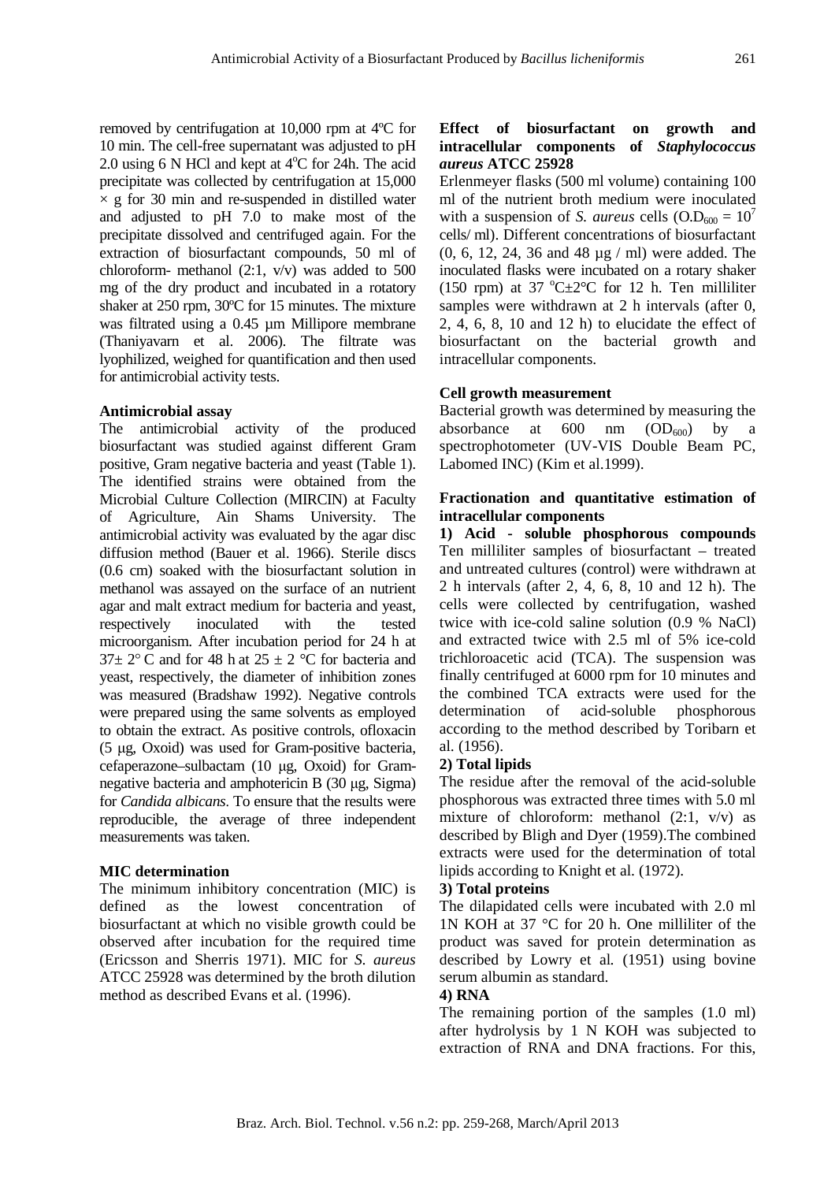removed by centrifugation at 10,000 rpm at 4ºC for 10 min. The cell-free supernatant was adjusted to pH 2.0 using 6 N HCl and kept at 4°C for 24h. The acid precipitate was collected by centrifugation at 15,000 × g for 30 min and re-suspended in distilled water and adjusted to pH 7.0 to make most of the precipitate dissolved and centrifuged again. For the extraction of biosurfactant compounds, 50 ml of chloroform- methanol (2:1, v/v) was added to 500 mg of the dry product and incubated in a rotatory shaker at 250 rpm, 30ºC for 15 minutes. The mixture was filtrated using a 0.45 µm Millipore membrane (Thaniyavarn et al. 2006). The filtrate was lyophilized, weighed for quantification and then used for antimicrobial activity tests.

**Antimicrobial assay**

The antimicrobial activity of the produced biosurfactant was studied against different Gram positive, Gram negative bacteria and yeast (Table 1). The identified strains were obtained from the Microbial Culture Collection (MIRCIN) at Faculty of Agriculture, Ain Shams University. The antimicrobial activity was evaluated by the agar disc diffusion method (Bauer et al. 1966). Sterile discs (0.6 cm) soaked with the biosurfactant solution in methanol was assayed on the surface of an nutrient agar and malt extract medium for bacteria and yeast, respectively inoculated with the tested microorganism. After incubation period for 24 h at 37± 2° C and for 48 h at 25 ± 2 °C for bacteria and yeast, respectively, the diameter of inhibition zones was measured (Bradshaw 1992). Negative controls were prepared using the same solvents as employed to obtain the extract. As positive controls, ofloxacin (5 µg, Oxoid) was used for Gram-positive bacteria, cefaperazone–sulbactam (10 µg, Oxoid) for Gram-negative bacteria and amphotericin B (30 µg, Sigma) for *Candida albicans*. To ensure that the results were reproducible, the average of three independent measurements was taken.

**MIC determination**

The minimum inhibitory concentration (MIC) is defined as the lowest concentration of biosurfactant at which no visible growth could be observed after incubation for the required time (Ericsson and Sherris 1971). MIC for *S. aureus* ATCC 25928 was determined by the broth dilution method as described Evans et al. (1996).

**Effect of biosurfactant on growth and intracellular components of *Staphylococcus aureus* ATCC 25928**

Erlenmeyer flasks (500 ml volume) containing 100 ml of the nutrient broth medium were inoculated with a suspension of *S. aureus* cells ($O.D_{600} = 10^7$ cells/ ml). Different concentrations of biosurfactant (0, 6, 12, 24, 36 and 48 µg / ml) were added. The inoculated flasks were incubated on a rotary shaker (150 rpm) at 37 °C±2°C for 12 h. Ten milliliter samples were withdrawn at 2 h intervals (after 0, 2, 4, 6, 8, 10 and 12 h) to elucidate the effect of biosurfactant on the bacterial growth and intracellular components.

**Cell growth measurement**

Bacterial growth was determined by measuring the absorbance at 600 nm ($OD_{600}$) by a spectrophotometer (UV-VIS Double Beam PC, Labomed INC) (Kim et al.1999).

**Fractionation and quantitative estimation of intracellular components**

**1) Acid - soluble phosphorous compounds**

Ten milliliter samples of biosurfactant – treated and untreated cultures (control) were withdrawn at 2 h intervals (after 2, 4, 6, 8, 10 and 12 h). The cells were collected by centrifugation, washed twice with ice-cold saline solution (0.9 % NaCl) and extracted twice with 2.5 ml of 5% ice-cold trichloroacetic acid (TCA). The suspension was finally centrifuged at 6000 rpm for 10 minutes and the combined TCA extracts were used for the determination of acid-soluble phosphorous according to the method described by Toribarn et al. (1956).

**2) Total lipids**

The residue after the removal of the acid-soluble phosphorous was extracted three times with 5.0 ml mixture of chloroform: methanol (2:1, v/v) as described by Bligh and Dyer (1959).The combined extracts were used for the determination of total lipids according to Knight et al. (1972).

**3) Total proteins**

The dilapidated cells were incubated with 2.0 ml 1N KOH at 37 °C for 20 h. One milliliter of the product was saved for protein determination as described by Lowry et al*.* (1951) using bovine serum albumin as standard.

**4) RNA**

The remaining portion of the samples (1.0 ml) after hydrolysis by 1 N KOH was subjected to extraction of RNA and DNA fractions. For this,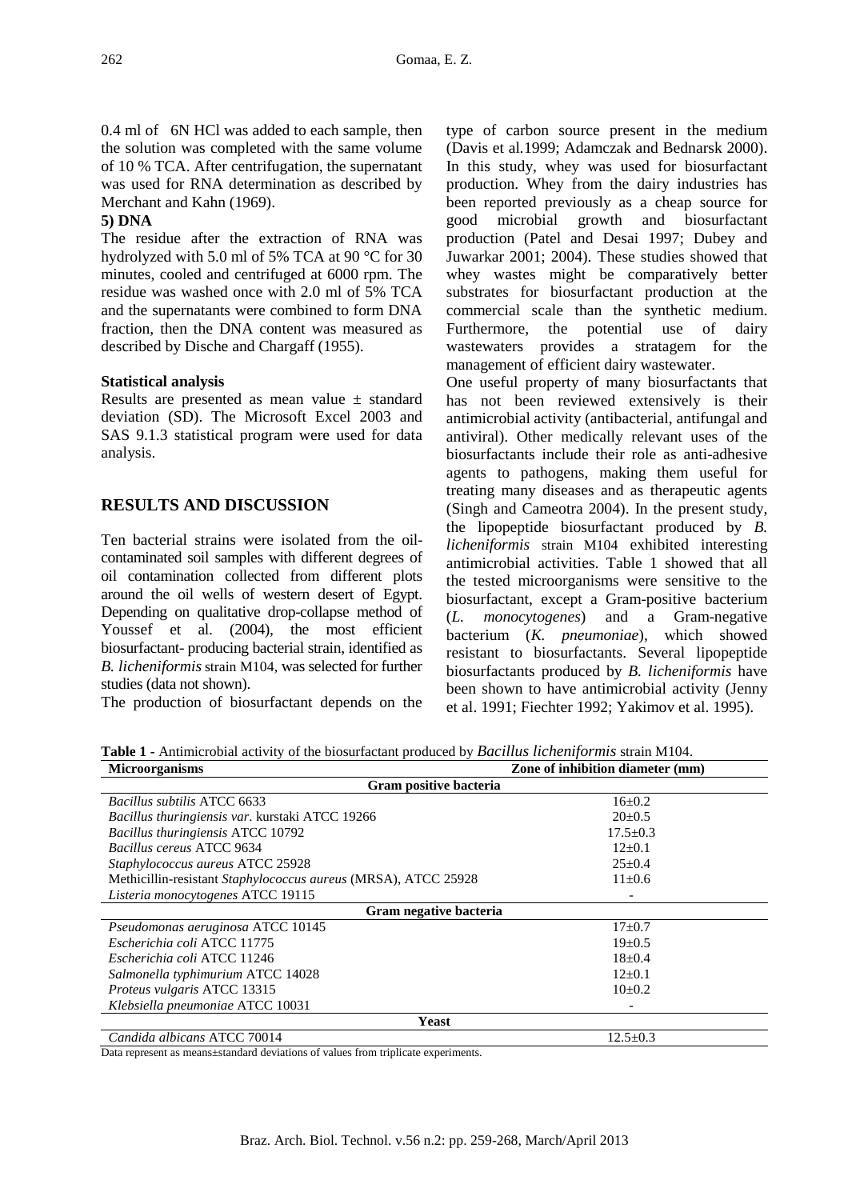0.4 ml of 6N HCl was added to each sample, then the solution was completed with the same volume of 10 % TCA. After centrifugation, the supernatant was used for RNA determination as described by Merchant and Kahn (1969).

**5) DNA**

The residue after the extraction of RNA was hydrolyzed with 5.0 ml of 5% TCA at 90 °C for 30 minutes, cooled and centrifuged at 6000 rpm. The residue was washed once with 2.0 ml of 5% TCA and the supernatants were combined to form DNA fraction, then the DNA content was measured as described by Dische and Chargaff (1955).

**Statistical analysis**

Results are presented as mean value ± standard deviation (SD). The Microsoft Excel 2003 and SAS 9.1.3 statistical program were used for data analysis.

## RESULTS AND DISCUSSION

Ten bacterial strains were isolated from the oil-contaminated soil samples with different degrees of oil contamination collected from different plots around the oil wells of western desert of Egypt. Depending on qualitative drop-collapse method of Youssef et al. (2004), the most efficient biosurfactant- producing bacterial strain, identified as *B. licheniformis* strain M104, was selected for further studies (data not shown).

The production of biosurfactant depends on the type of carbon source present in the medium (Davis et al.1999; Adamczak and Bednarsk 2000). In this study, whey was used for biosurfactant production. Whey from the dairy industries has been reported previously as a cheap source for good microbial growth and biosurfactant production (Patel and Desai 1997; Dubey and Juwarkar 2001; 2004). These studies showed that whey wastes might be comparatively better substrates for biosurfactant production at the commercial scale than the synthetic medium. Furthermore, the potential use of dairy wastewaters provides a stratagem for the management of efficient dairy wastewater.

One useful property of many biosurfactants that has not been reviewed extensively is their antimicrobial activity (antibacterial, antifungal and antiviral). Other medically relevant uses of the biosurfactants include their role as anti-adhesive agents to pathogens, making them useful for treating many diseases and as therapeutic agents (Singh and Cameotra 2004). In the present study, the lipopeptide biosurfactant produced by *B. licheniformis* strain M104 exhibited interesting antimicrobial activities. Table 1 showed that all the tested microorganisms were sensitive to the biosurfactant, except a Gram-positive bacterium (*L. monocytogenes*) and a Gram-negative bacterium (*K. pneumoniae*), which showed resistant to biosurfactants. Several lipopeptide biosurfactants produced by *B. licheniformis* have been shown to have antimicrobial activity (Jenny et al. 1991; Fiechter 1992; Yakimov et al. 1995).

**Table 1 -** Antimicrobial activity of the biosurfactant produced by *Bacillus licheniformis* strain M104.

| Microorganisms | Zone of inhibition diameter (mm) |
|---|---|
| **Gram positive bacteria** | |
| *Bacillus subtilis* ATCC 6633 | 16±0.2 |
| *Bacillus thuringiensis var.* kurstaki ATCC 19266 | 20±0.5 |
| *Bacillus thuringiensis* ATCC 10792 | 17.5±0.3 |
| *Bacillus cereus* ATCC 9634 | 12±0.1 |
| *Staphylococcus aureus* ATCC 25928 | 25±0.4 |
| Methicillin-resistant *Staphylococcus aureus* (MRSA), ATCC 25928 | 11±0.6 |
| *Listeria monocytogenes* ATCC 19115 | - |
| **Gram negative bacteria** | |
| *Pseudomonas aeruginosa* ATCC 10145 | 17±0.7 |
| *Escherichia coli* ATCC 11775 | 19±0.5 |
| *Escherichia coli* ATCC 11246 | 18±0.4 |
| *Salmonella typhimurium* ATCC 14028 | 12±0.1 |
| *Proteus vulgaris* ATCC 13315 | 10±0.2 |
| *Klebsiella pneumoniae* ATCC 10031 | - |
| **Yeast** | |
| *Candida albicans* ATCC 70014 | 12.5±0.3 |

Data represent as means±standard deviations of values from triplicate experiments.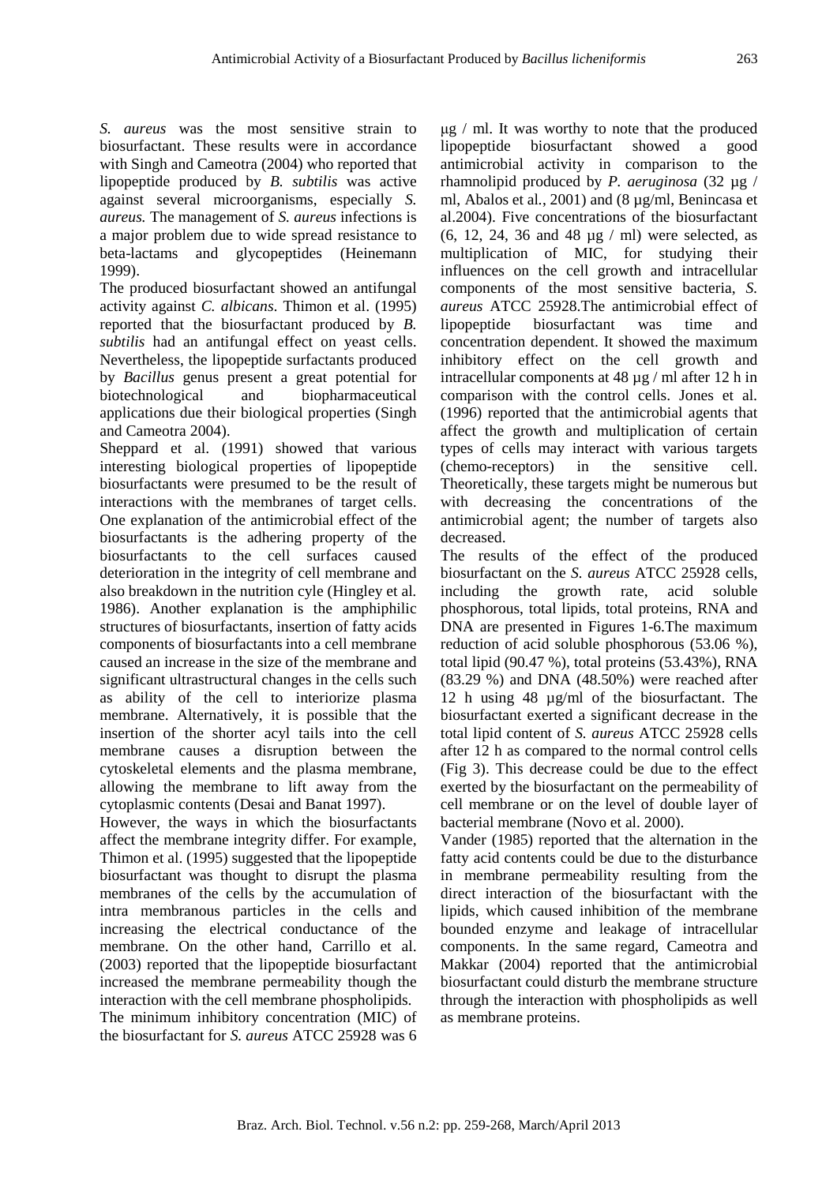*S. aureus* was the most sensitive strain to biosurfactant. These results were in accordance with Singh and Cameotra (2004) who reported that lipopeptide produced by *B. subtilis* was active against several microorganisms, especially *S. aureus.* The management of *S. aureus* infections is a major problem due to wide spread resistance to beta-lactams and glycopeptides (Heinemann 1999).

The produced biosurfactant showed an antifungal activity against *C. albicans*. Thimon et al. (1995) reported that the biosurfactant produced by *B. subtilis* had an antifungal effect on yeast cells. Nevertheless, the lipopeptide surfactants produced by *Bacillus* genus present a great potential for biotechnological and biopharmaceutical applications due their biological properties (Singh and Cameotra 2004).

Sheppard et al. (1991) showed that various interesting biological properties of lipopeptide biosurfactants were presumed to be the result of interactions with the membranes of target cells. One explanation of the antimicrobial effect of the biosurfactants is the adhering property of the biosurfactants to the cell surfaces caused deterioration in the integrity of cell membrane and also breakdown in the nutrition cyle (Hingley et al*.* 1986). Another explanation is the amphiphilic structures of biosurfactants, insertion of fatty acids components of biosurfactants into a cell membrane caused an increase in the size of the membrane and significant ultrastructural changes in the cells such as ability of the cell to interiorize plasma membrane. Alternatively, it is possible that the insertion of the shorter acyl tails into the cell membrane causes a disruption between the cytoskeletal elements and the plasma membrane, allowing the membrane to lift away from the cytoplasmic contents (Desai and Banat 1997).

However, the ways in which the biosurfactants affect the membrane integrity differ. For example, Thimon et al. (1995) suggested that the lipopeptide biosurfactant was thought to disrupt the plasma membranes of the cells by the accumulation of intra membranous particles in the cells and increasing the electrical conductance of the membrane. On the other hand, Carrillo et al. (2003) reported that the lipopeptide biosurfactant increased the membrane permeability though the interaction with the cell membrane phospholipids.

The minimum inhibitory concentration (MIC) of the biosurfactant for *S. aureus* ATCC 25928 was 6 µg / ml. It was worthy to note that the produced lipopeptide biosurfactant showed a good antimicrobial activity in comparison to the rhamnolipid produced by *P. aeruginosa* (32 µg / ml, Abalos et al*.*, 2001) and (8 µg/ml, Benincasa et al.2004). Five concentrations of the biosurfactant (6, 12, 24, 36 and 48 µg / ml) were selected, as multiplication of MIC, for studying their influences on the cell growth and intracellular components of the most sensitive bacteria, *S. aureus* ATCC 25928.The antimicrobial effect of lipopeptide biosurfactant was time and concentration dependent. It showed the maximum inhibitory effect on the cell growth and intracellular components at 48 µg / ml after 12 h in comparison with the control cells. Jones et al. (1996) reported that the antimicrobial agents that affect the growth and multiplication of certain types of cells may interact with various targets (chemo-receptors) in the sensitive cell. Theoretically, these targets might be numerous but with decreasing the concentrations of the antimicrobial agent; the number of targets also decreased.

The results of the effect of the produced biosurfactant on the *S. aureus* ATCC 25928 cells, including the growth rate, acid soluble phosphorous, total lipids, total proteins, RNA and DNA are presented in Figures 1-6.The maximum reduction of acid soluble phosphorous (53.06 %), total lipid (90.47 %), total proteins (53.43%), RNA (83.29 %) and DNA (48.50%) were reached after 12 h using 48 µg/ml of the biosurfactant. The biosurfactant exerted a significant decrease in the total lipid content of *S. aureus* ATCC 25928 cells after 12 h as compared to the normal control cells (Fig 3). This decrease could be due to the effect exerted by the biosurfactant on the permeability of cell membrane or on the level of double layer of bacterial membrane (Novo et al. 2000).

Vander (1985) reported that the alternation in the fatty acid contents could be due to the disturbance in membrane permeability resulting from the direct interaction of the biosurfactant with the lipids, which caused inhibition of the membrane bounded enzyme and leakage of intracellular components. In the same regard, Cameotra and Makkar (2004) reported that the antimicrobial biosurfactant could disturb the membrane structure through the interaction with phospholipids as well as membrane proteins.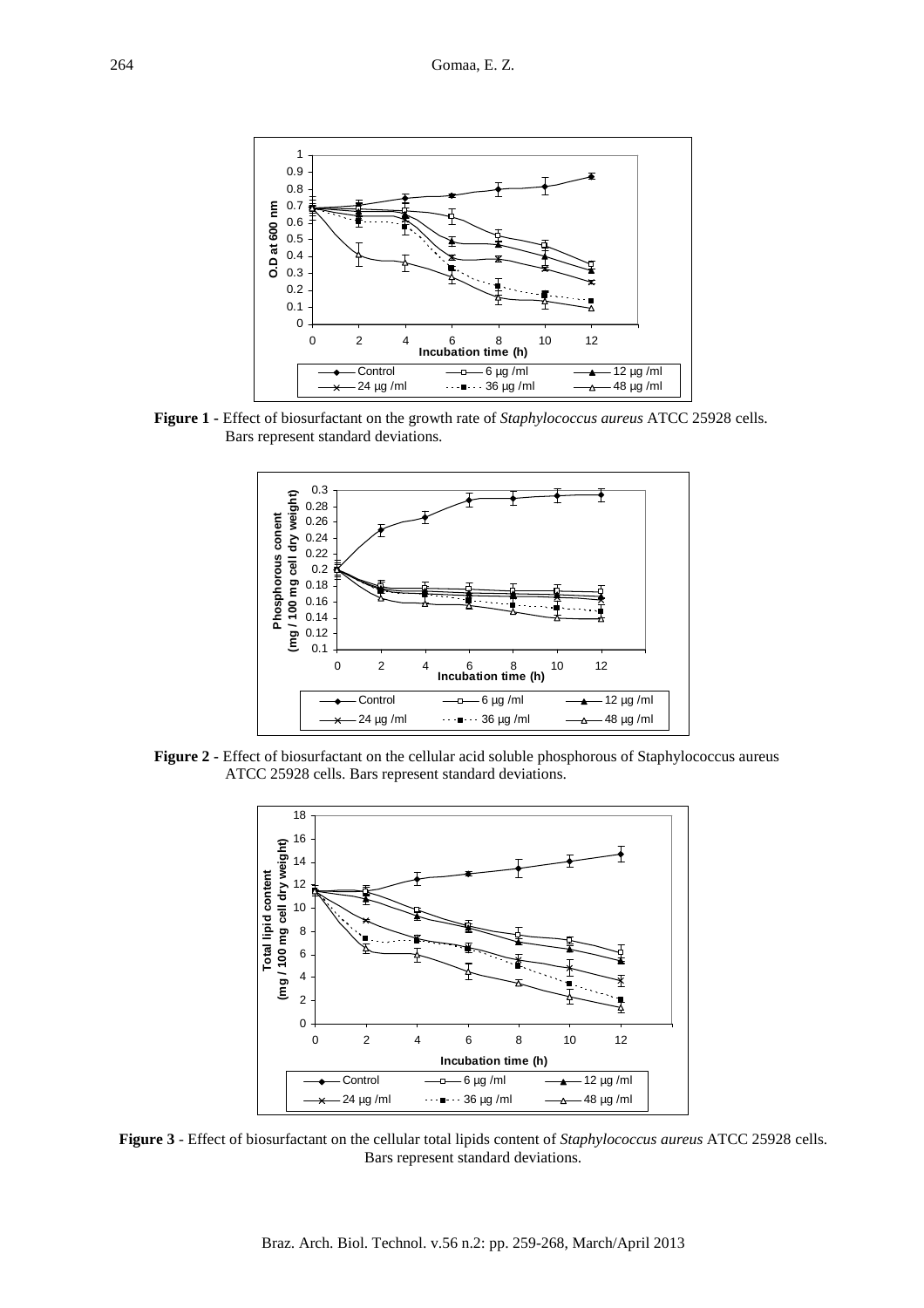**Figure 1** - Effect of biosurfactant on the growth rate of *Staphylococcus aureus* ATCC 25928 cells. Bars represent standard deviations.

**Figure 2** - Effect of biosurfactant on the cellular acid soluble phosphorous of Staphylococcus aureus ATCC 25928 cells. Bars represent standard deviations.

**Figure 3** - Effect of biosurfactant on the cellular total lipids content of *Staphylococcus aureus* ATCC 25928 cells. Bars represent standard deviations.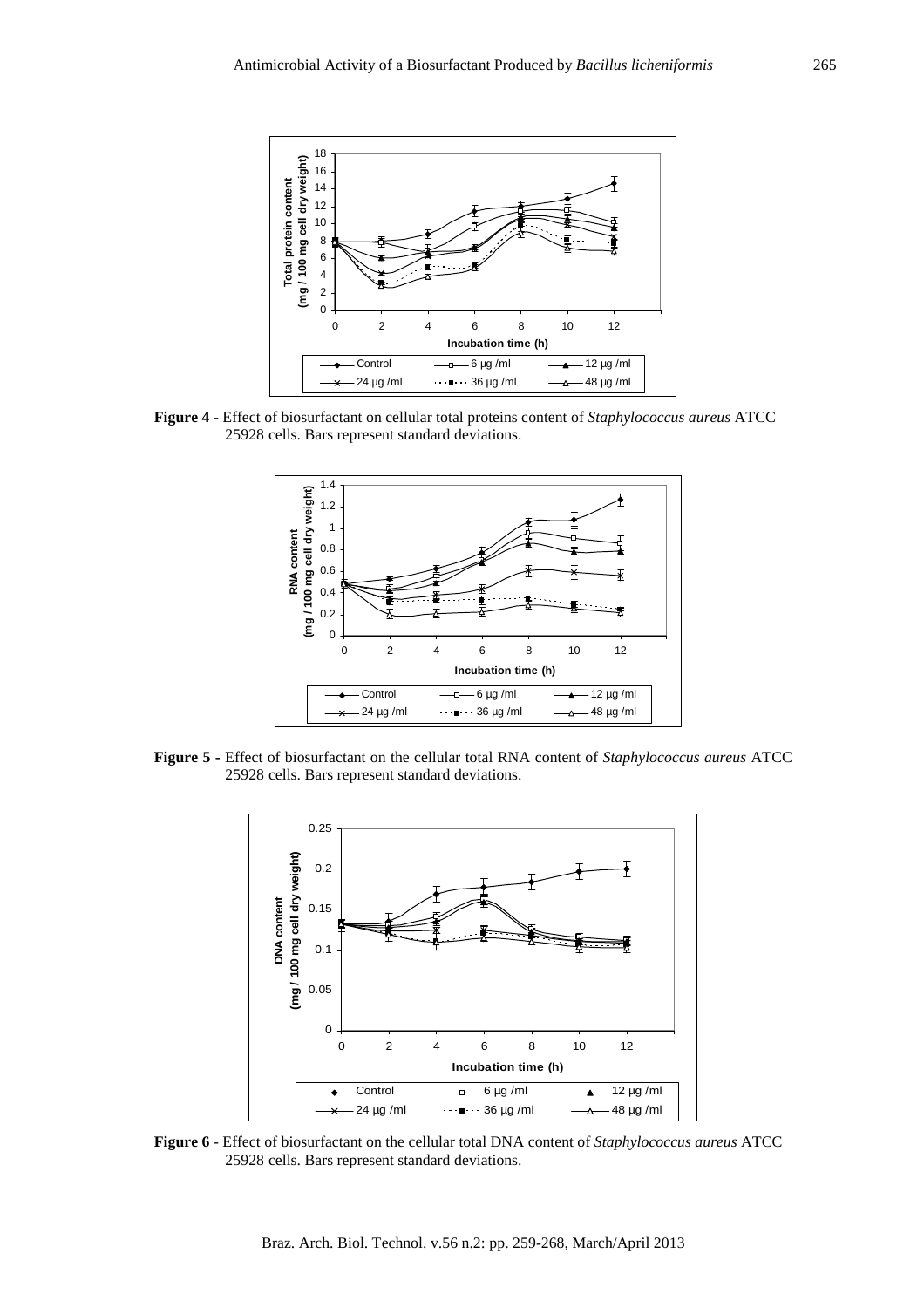**Figure 4** - Effect of biosurfactant on cellular total proteins content of *Staphylococcus aureus* ATCC 25928 cells. Bars represent standard deviations.

**Figure 5 -** Effect of biosurfactant on the cellular total RNA content of *Staphylococcus aureus* ATCC 25928 cells. Bars represent standard deviations.

**Figure 6** - Effect of biosurfactant on the cellular total DNA content of *Staphylococcus aureus* ATCC 25928 cells. Bars represent standard deviations.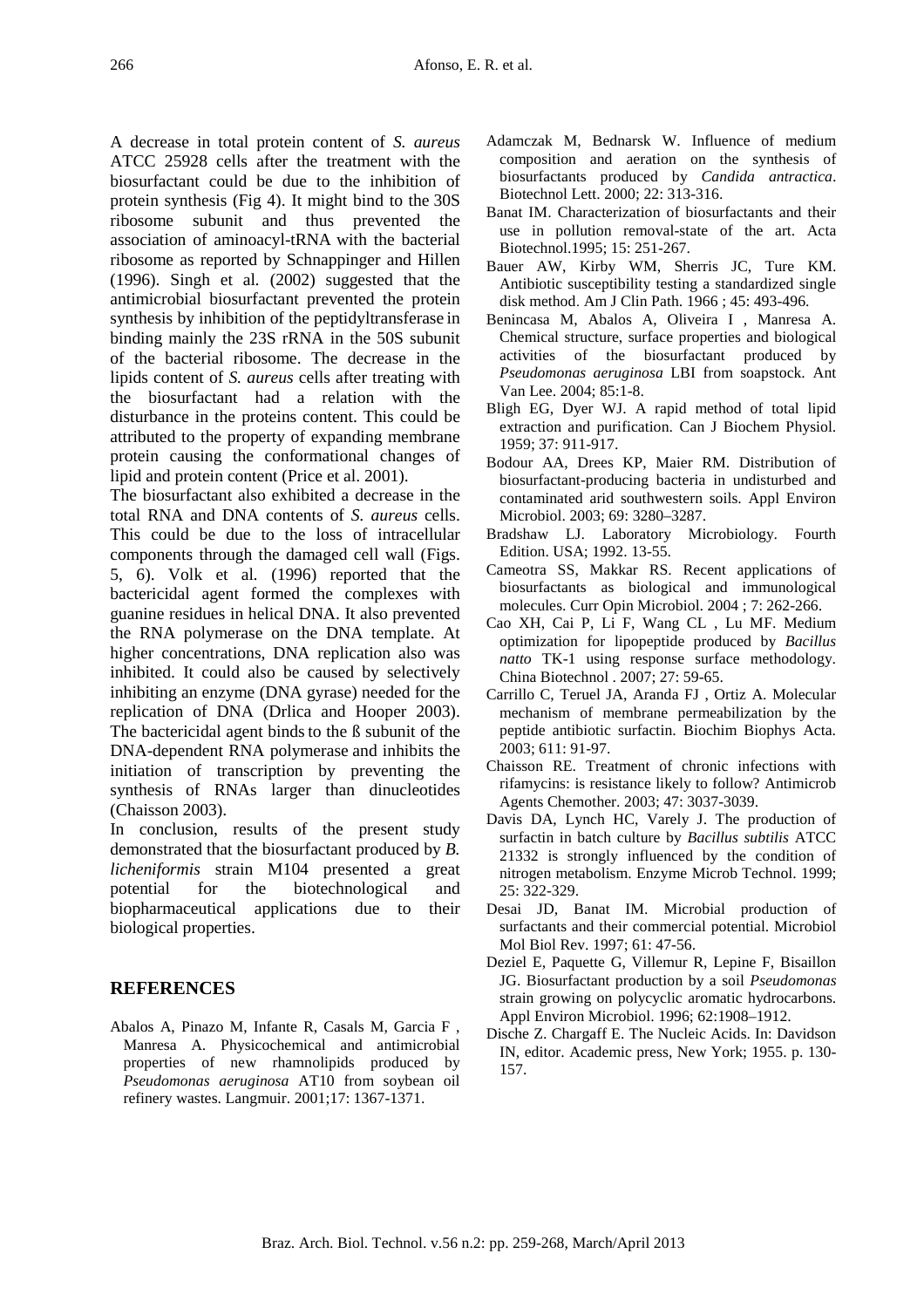A decrease in total protein content of *S. aureus* ATCC 25928 cells after the treatment with the biosurfactant could be due to the inhibition of protein synthesis (Fig 4). It might bind to the 30S ribosome subunit and thus prevented the association of aminoacyl-tRNA with the bacterial ribosome as reported by Schnappinger and Hillen (1996). Singh et al. (2002) suggested that the antimicrobial biosurfactant prevented the protein synthesis by inhibition of the peptidyltransferase in binding mainly the 23S rRNA in the 50S subunit of the bacterial ribosome. The decrease in the lipids content of *S. aureus* cells after treating with the biosurfactant had a relation with the disturbance in the proteins content. This could be attributed to the property of expanding membrane protein causing the conformational changes of lipid and protein content (Price et al. 2001).

The biosurfactant also exhibited a decrease in the total RNA and DNA contents of *S. aureus* cells. This could be due to the loss of intracellular components through the damaged cell wall (Figs. 5, 6). Volk et al. (1996) reported that the bactericidal agent formed the complexes with guanine residues in helical DNA. It also prevented the RNA polymerase on the DNA template. At higher concentrations, DNA replication also was inhibited. It could also be caused by selectively inhibiting an enzyme (DNA gyrase) needed for the replication of DNA (Drlica and Hooper 2003). The bactericidal agent binds to the ß subunit of the DNA-dependent RNA polymerase and inhibits the initiation of transcription by preventing the synthesis of RNAs larger than dinucleotides (Chaisson 2003).

In conclusion, results of the present study demonstrated that the biosurfactant produced by *B. licheniformis* strain M104 presented a great potential for the biotechnological and biopharmaceutical applications due to their biological properties.

## REFERENCES

Abalos A, Pinazo M, Infante R, Casals M, Garcia F , Manresa A. Physicochemical and antimicrobial properties of new rhamnolipids produced by *Pseudomonas aeruginosa* AT10 from soybean oil refinery wastes. Langmuir. 2001;17: 1367-1371.

Adamczak M, Bednarsk W. Influence of medium composition and aeration on the synthesis of biosurfactants produced by *Candida antractica*. Biotechnol Lett. 2000; 22: 313-316.

Banat IM. Characterization of biosurfactants and their use in pollution removal-state of the art. Acta Biotechnol.1995; 15: 251-267.

Bauer AW, Kirby WM, Sherris JC, Ture KM. Antibiotic susceptibility testing a standardized single disk method. Am J Clin Path. 1966 ; 45: 493-496.

Benincasa M, Abalos A, Oliveira I , Manresa A. Chemical structure, surface properties and biological activities of the biosurfactant produced by *Pseudomonas aeruginosa* LBI from soapstock. Ant Van Lee. 2004; 85:1-8.

Bligh EG, Dyer WJ. A rapid method of total lipid extraction and purification. Can J Biochem Physiol. 1959; 37: 911-917.

Bodour AA, Drees KP, Maier RM. Distribution of biosurfactant-producing bacteria in undisturbed and contaminated arid southwestern soils. Appl Environ Microbiol. 2003; 69: 3280–3287.

Bradshaw LJ. Laboratory Microbiology. Fourth Edition. USA; 1992. 13-55.

Cameotra SS, Makkar RS. Recent applications of biosurfactants as biological and immunological molecules. Curr Opin Microbiol. 2004 ; 7: 262-266.

Cao XH, Cai P, Li F, Wang CL , Lu MF. Medium optimization for lipopeptide produced by *Bacillus natto* TK-1 using response surface methodology. China Biotechnol . 2007; 27: 59-65.

Carrillo C, Teruel JA, Aranda FJ , Ortiz A. Molecular mechanism of membrane permeabilization by the peptide antibiotic surfactin. Biochim Biophys Acta. 2003; 611: 91-97.

Chaisson RE. Treatment of chronic infections with rifamycins: is resistance likely to follow? Antimicrob Agents Chemother. 2003; 47: 3037-3039.

Davis DA, Lynch HC, Varely J. The production of surfactin in batch culture by *Bacillus subtilis* ATCC 21332 is strongly influenced by the condition of nitrogen metabolism. Enzyme Microb Technol. 1999; 25: 322-329.

Desai JD, Banat IM. Microbial production of surfactants and their commercial potential. Microbiol Mol Biol Rev. 1997; 61: 47-56.

Deziel E, Paquette G, Villemur R, Lepine F, Bisaillon JG. Biosurfactant production by a soil *Pseudomonas* strain growing on polycyclic aromatic hydrocarbons. Appl Environ Microbiol. 1996; 62:1908–1912.

Dische Z. Chargaff E. The Nucleic Acids. In: Davidson IN, editor. Academic press, New York; 1955. p. 130-157.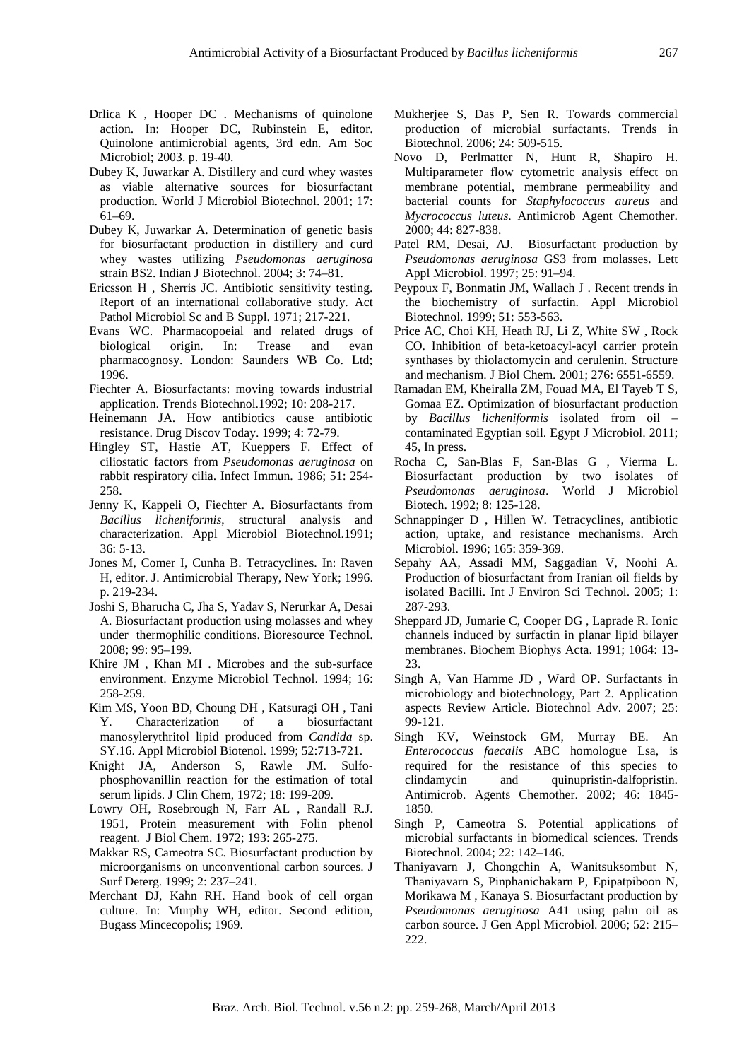Drlica K , Hooper DC . Mechanisms of quinolone action. In: Hooper DC, Rubinstein E, editor. Quinolone antimicrobial agents, 3rd edn. Am Soc Microbiol; 2003. p. 19-40.

Dubey K, Juwarkar A. Distillery and curd whey wastes as viable alternative sources for biosurfactant production. World J Microbiol Biotechnol. 2001; 17: 61–69.

Dubey K, Juwarkar A. Determination of genetic basis for biosurfactant production in distillery and curd whey wastes utilizing *Pseudomonas aeruginosa* strain BS2. Indian J Biotechnol. 2004; 3: 74–81.

Ericsson H , Sherris JC. Antibiotic sensitivity testing. Report of an international collaborative study. Act Pathol Microbiol Sc and B Suppl. 1971; 217-221.

Evans WC. Pharmacopoeial and related drugs of biological origin. In: Trease and evan pharmacognosy. London: Saunders WB Co. Ltd; 1996.

Fiechter A. Biosurfactants: moving towards industrial application. Trends Biotechnol.1992; 10: 208-217.

Heinemann JA. How antibiotics cause antibiotic resistance. Drug Discov Today. 1999; 4: 72-79.

Hingley ST, Hastie AT, Kueppers F. Effect of ciliostatic factors from *Pseudomonas aeruginosa* on rabbit respiratory cilia. Infect Immun. 1986; 51: 254-258.

Jenny K, Kappeli O, Fiechter A. Biosurfactants from *Bacillus licheniformis*, structural analysis and characterization. Appl Microbiol Biotechnol.1991; 36: 5-13.

Jones M, Comer I, Cunha B. Tetracyclines. In: Raven H, editor. J. Antimicrobial Therapy, New York; 1996. p. 219-234.

Joshi S, Bharucha C, Jha S, Yadav S, Nerurkar A, Desai A. Biosurfactant production using molasses and whey under thermophilic conditions. Bioresource Technol. 2008; 99: 95–199.

Khire JM , Khan MI . Microbes and the sub-surface environment. Enzyme Microbiol Technol. 1994; 16: 258-259.

Kim MS, Yoon BD, Choung DH , Katsuragi OH , Tani Y. Characterization of a biosurfactant manosylerythritol lipid produced from *Candida* sp. SY.16. Appl Microbiol Biotenol. 1999; 52:713-721.

Knight JA, Anderson S, Rawle JM. Sulfo-phosphovanillin reaction for the estimation of total serum lipids. J Clin Chem, 1972; 18: 199-209.

Lowry OH, Rosebrough N, Farr AL , Randall R.J. 1951, Protein measurement with Folin phenol reagent. J Biol Chem. 1972; 193: 265-275.

Makkar RS, Cameotra SC. Biosurfactant production by microorganisms on unconventional carbon sources. J Surf Deterg. 1999; 2: 237–241.

Merchant DJ, Kahn RH. Hand book of cell organ culture. In: Murphy WH, editor. Second edition, Bugass Mincecopolis; 1969.

Mukherjee S, Das P, Sen R. Towards commercial production of microbial surfactants. Trends in Biotechnol. 2006; 24: 509-515.

Novo D, Perlmatter N, Hunt R, Shapiro H. Multiparameter flow cytometric analysis effect on membrane potential, membrane permeability and bacterial counts for *Staphylococcus aureus* and *Mycrococcus luteus*. Antimicrob Agent Chemother. 2000; 44: 827-838.

Patel RM, Desai, AJ. Biosurfactant production by *Pseudomonas aeruginosa* GS3 from molasses. Lett Appl Microbiol. 1997; 25: 91–94.

Peypoux F, Bonmatin JM, Wallach J . Recent trends in the biochemistry of surfactin. Appl Microbiol Biotechnol. 1999; 51: 553-563.

Price AC, Choi KH, Heath RJ, Li Z, White SW , Rock CO. Inhibition of beta-ketoacyl-acyl carrier protein synthases by thiolactomycin and cerulenin. Structure and mechanism. J Biol Chem. 2001; 276: 6551-6559.

Ramadan EM, Kheiralla ZM, Fouad MA, El Tayeb T S, Gomaa EZ. Optimization of biosurfactant production by *Bacillus licheniformis* isolated from oil – contaminated Egyptian soil. Egypt J Microbiol. 2011; 45, In press.

Rocha C, San-Blas F, San-Blas G , Vierma L. Biosurfactant production by two isolates of *Pseudomonas aeruginosa*. World J Microbiol Biotech. 1992; 8: 125-128.

Schnappinger D , Hillen W. Tetracyclines, antibiotic action, uptake, and resistance mechanisms. Arch Microbiol. 1996; 165: 359-369.

Sepahy AA, Assadi MM, Saggadian V, Noohi A. Production of biosurfactant from Iranian oil fields by isolated Bacilli. Int J Environ Sci Technol. 2005; 1: 287-293.

Sheppard JD, Jumarie C, Cooper DG , Laprade R. Ionic channels induced by surfactin in planar lipid bilayer membranes. Biochem Biophys Acta. 1991; 1064: 13-23.

Singh A, Van Hamme JD , Ward OP. Surfactants in microbiology and biotechnology, Part 2. Application aspects Review Article. Biotechnol Adv. 2007; 25: 99-121.

Singh KV, Weinstock GM, Murray BE. An *Enterococcus faecalis* ABC homologue Lsa, is required for the resistance of this species to clindamycin and quinupristin-dalfopristin. Antimicrob. Agents Chemother. 2002; 46: 1845-1850.

Singh P, Cameotra S. Potential applications of microbial surfactants in biomedical sciences. Trends Biotechnol. 2004; 22: 142–146.

Thaniyavarn J, Chongchin A, Wanitsuksombut N, Thaniyavarn S, Pinphanichakarn P, Epipatpiboon N, Morikawa M , Kanaya S. Biosurfactant production by *Pseudomonas aeruginosa* A41 using palm oil as carbon source. J Gen Appl Microbiol. 2006; 52: 215–222.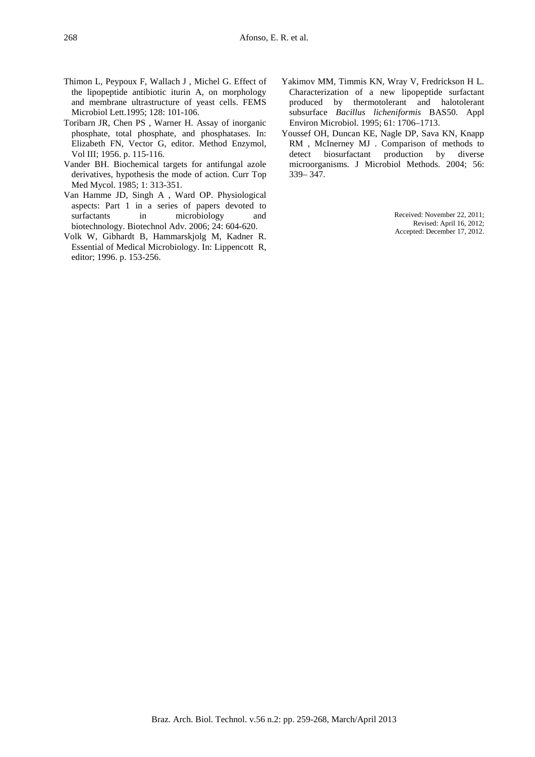Thimon L, Peypoux F, Wallach J , Michel G. Effect of the lipopeptide antibiotic iturin A, on morphology and membrane ultrastructure of yeast cells. FEMS Microbiol Lett.1995; 128: 101-106.

Toribarn JR, Chen PS , Warner H. Assay of inorganic phosphate, total phosphate, and phosphatases. In: Elizabeth FN, Vector G, editor. Method Enzymol, Vol III; 1956. p. 115-116.

Vander BH. Biochemical targets for antifungal azole derivatives, hypothesis the mode of action. Curr Top Med Mycol. 1985; 1: 313-351.

Van Hamme JD, Singh A , Ward OP. Physiological aspects: Part 1 in a series of papers devoted to surfactants in microbiology and biotechnology. Biotechnol Adv. 2006; 24: 604-620.

Volk W, Gibhardt B, Hammarskjolg M, Kadner R. Essential of Medical Microbiology. In: Lippencott R, editor; 1996. p. 153-256.

Yakimov MM, Timmis KN, Wray V, Fredrickson H L. Characterization of a new lipopeptide surfactant produced by thermotolerant and halotolerant subsurface *Bacillus licheniformis* BAS50. Appl Environ Microbiol. 1995; 61: 1706–1713.

Youssef OH, Duncan KE, Nagle DP, Sava KN, Knapp RM , McInerney MJ . Comparison of methods to detect biosurfactant production by diverse microorganisms. J Microbiol Methods. 2004; 56: 339– 347.

Received: November 22, 2011;
Revised: April 16, 2012;
Accepted: December 17, 2012.